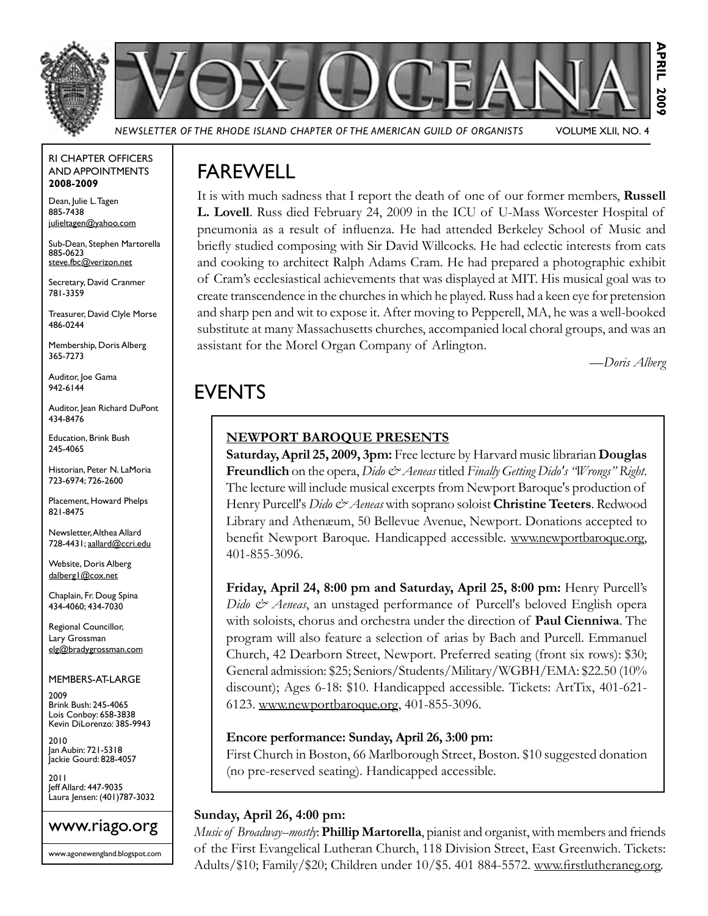# VOX OCEANA

*NEWSLETTER OF THE RHODE ISLAND CHAPTER OF THE AMERICAN GUILD OF ORGANISTS* VOLUME XLII, NO. 4

**APRIL 2009**

RI CHAPTER OFFICERS AND APPOINTMENTS **2008-2009**

Dean, Julie L. Tagen
885-7438
julieltagen@yahoo.com

Sub-Dean, Stephen Martorella
885-0623
steve.fbc@verizon.net

Secretary, David Cranmer
781-3359

Treasurer, David Clyle Morse
486-0244

Membership, Doris Alberg
365-7273

Auditor, Joe Gama
942-6144

Auditor, Jean Richard DuPont
434-8476

Education, Brink Bush
245-4065

Historian, Peter N. LaMoria
723-6974; 726-2600

Placement, Howard Phelps
821-8475

Newsletter, Althea Allard
728-4431; aallard@ccri.edu

Website, Doris Alberg
dalberg1@cox.net

Chaplain, Fr. Doug Spina
434-4060; 434-7030

Regional Councillor,
Lary Grossman
elg@bradygrossman.com

MEMBERS-AT-LARGE

2009
Brink Bush: 245-4065
Lois Conboy: 658-3838
Kevin DiLorenzo: 385-9943

2010
Jan Aubin: 721-5318
Jackie Gourd: 828-4057

2011
Jeff Allard: 447-9035
Laura Jensen: (401)787-3032

www.riago.org

www.agonewengland.blogspot.com

## FAREWELL

It is with much sadness that I report the death of one of our former members, **Russell L. Lovell**. Russ died February 24, 2009 in the ICU of U-Mass Worcester Hospital of pneumonia as a result of influenza. He had attended Berkeley School of Music and briefly studied composing with Sir David Willcocks. He had eclectic interests from cats and cooking to architect Ralph Adams Cram. He had prepared a photographic exhibit of Cram's ecclesiastical achievements that was displayed at MIT. His musical goal was to create transcendence in the churches in which he played. Russ had a keen eye for pretension and sharp pen and wit to expose it. After moving to Pepperell, MA, he was a well-booked substitute at many Massachusetts churches, accompanied local choral groups, and was an assistant for the Morel Organ Company of Arlington.

*—Doris Alberg*

## EVENTS

**NEWPORT BAROQUE PRESENTS**

**Saturday, April 25, 2009, 3pm:** Free lecture by Harvard music librarian **Douglas Freundlich** on the opera, *Dido & Aeneas* titled *Finally Getting Dido's "Wrongs" Right*. The lecture will include musical excerpts from Newport Baroque's production of Henry Purcell's *Dido & Aeneas* with soprano soloist **Christine Teeters**. Redwood Library and Athenæum, 50 Bellevue Avenue, Newport. Donations accepted to benefit Newport Baroque. Handicapped accessible. www.newportbaroque.org, 401-855-3096.

**Friday, April 24, 8:00 pm and Saturday, April 25, 8:00 pm:** Henry Purcell's *Dido & Aeneas*, an unstaged performance of Purcell's beloved English opera with soloists, chorus and orchestra under the direction of **Paul Cienniwa**. The program will also feature a selection of arias by Bach and Purcell. Emmanuel Church, 42 Dearborn Street, Newport. Preferred seating (front six rows): $30; General admission: $25; Seniors/Students/Military/WGBH/EMA: $22.50 (10% discount); Ages 6-18: $10. Handicapped accessible. Tickets: ArtTix, 401-621-6123. www.newportbaroque.org, 401-855-3096.

**Encore performance: Sunday, April 26, 3:00 pm:**
First Church in Boston, 66 Marlborough Street, Boston. $10 suggested donation (no pre-reserved seating). Handicapped accessible.

**Sunday, April 26, 4:00 pm:**
*Music of Broadway--mostly*: **Phillip Martorella**, pianist and organist, with members and friends of the First Evangelical Lutheran Church, 118 Division Street, East Greenwich. Tickets: Adults/$10; Family/$20; Children under 10/$5. 401 884-5572. www.firstlutheraneg.org.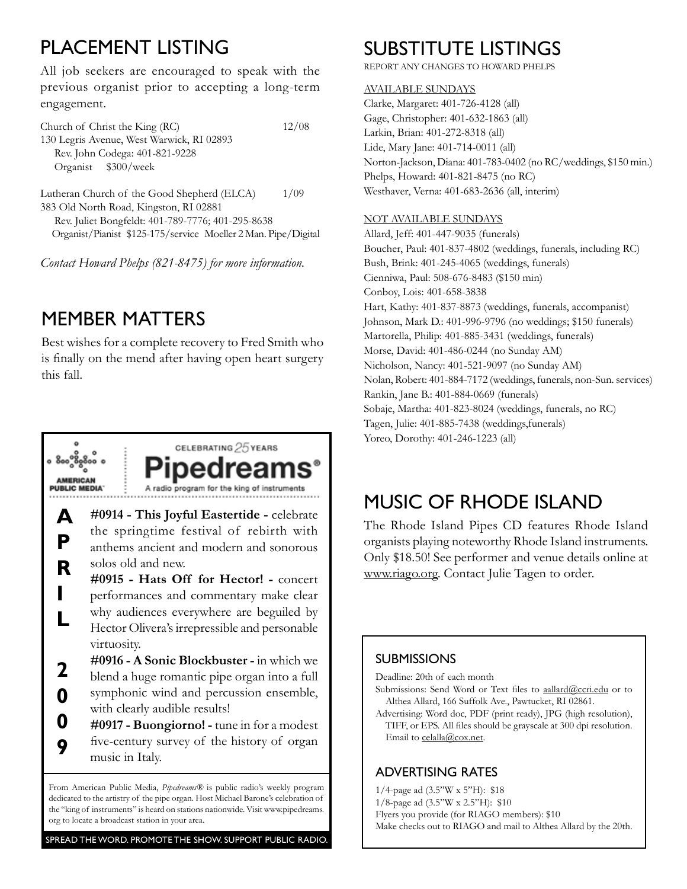## PLACEMENT LISTING

All job seekers are encouraged to speak with the previous organist prior to accepting a long-term engagement.

Church of Christ the King (RC) 12/08
130 Legris Avenue, West Warwick, RI 02893
Rev. John Codega: 401-821-9228
Organist $300/week

Lutheran Church of the Good Shepherd (ELCA) 1/09
383 Old North Road, Kingston, RI 02881
Rev. Juliet Bongfeldt: 401-789-7776; 401-295-8638
Organist/Pianist $125-175/service Moeller 2 Man. Pipe/Digital

*Contact Howard Phelps (821-8475) for more information.*

## MEMBER MATTERS

Best wishes for a complete recovery to Fred Smith who is finally on the mend after having open heart surgery this fall.

AMERICAN PUBLIC MEDIA
CELEBRATING 25 YEARS
**Pipedreams®**
A radio program for the king of instruments

**APRIL 2009**

**#0914 - This Joyful Eastertide -** celebrate the springtime festival of rebirth with anthems ancient and modern and sonorous solos old and new.

**#0915 - Hats Off for Hector! -** concert performances and commentary make clear why audiences everywhere are beguiled by Hector Olivera's irrepressible and personable virtuosity.

**#0916 - A Sonic Blockbuster -** in which we blend a huge romantic pipe organ into a full symphonic wind and percussion ensemble, with clearly audible results!

**#0917 - Buongiorno! -** tune in for a modest five-century survey of the history of organ music in Italy.

From American Public Media, *Pipedreams®* is public radio's weekly program dedicated to the artistry of the pipe organ. Host Michael Barone's celebration of the "king of instruments" is heard on stations nationwide. Visit www.pipedreams.org to locate a broadcast station in your area.

SPREAD THE WORD. PROMOTE THE SHOW. SUPPORT PUBLIC RADIO.

## SUBSTITUTE LISTINGS

REPORT ANY CHANGES TO HOWARD PHELPS

AVAILABLE SUNDAYS

Clarke, Margaret: 401-726-4128 (all)
Gage, Christopher: 401-632-1863 (all)
Larkin, Brian: 401-272-8318 (all)
Lide, Mary Jane: 401-714-0011 (all)
Norton-Jackson, Diana: 401-783-0402 (no RC/weddings, $150 min.)
Phelps, Howard: 401-821-8475 (no RC)
Westhaver, Verna: 401-683-2636 (all, interim)

NOT AVAILABLE SUNDAYS

Allard, Jeff: 401-447-9035 (funerals)
Boucher, Paul: 401-837-4802 (weddings, funerals, including RC)
Bush, Brink: 401-245-4065 (weddings, funerals)
Cienniwa, Paul: 508-676-8483 ($150 min)
Conboy, Lois: 401-658-3838
Hart, Kathy: 401-837-8873 (weddings, funerals, accompanist)
Johnson, Mark D.: 401-996-9796 (no weddings; $150 funerals)
Martorella, Philip: 401-885-3431 (weddings, funerals)
Morse, David: 401-486-0244 (no Sunday AM)
Nicholson, Nancy: 401-521-9097 (no Sunday AM)
Nolan, Robert: 401-884-7172 (weddings, funerals, non-Sun. services)
Rankin, Jane B.: 401-884-0669 (funerals)
Sobaje, Martha: 401-823-8024 (weddings, funerals, no RC)
Tagen, Julie: 401-885-7438 (weddings,funerals)
Yoreo, Dorothy: 401-246-1223 (all)

## MUSIC OF RHODE ISLAND

The Rhode Island Pipes CD features Rhode Island organists playing noteworthy Rhode Island instruments. Only $18.50! See performer and venue details online at www.riago.org. Contact Julie Tagen to order.

### SUBMISSIONS

Deadline: 20th of each month
Submissions: Send Word or Text files to aallard@ccri.edu or to Althea Allard, 166 Suffolk Ave., Pawtucket, RI 02861.
Advertising: Word doc, PDF (print ready), JPG (high resolution), TIFF, or EPS. All files should be grayscale at 300 dpi resolution. Email to celalla@cox.net.

### ADVERTISING RATES

1/4-page ad (3.5"W x 5"H): $18
1/8-page ad (3.5"W x 2.5"H): $10
Flyers you provide (for RIAGO members): $10
Make checks out to RIAGO and mail to Althea Allard by the 20th.